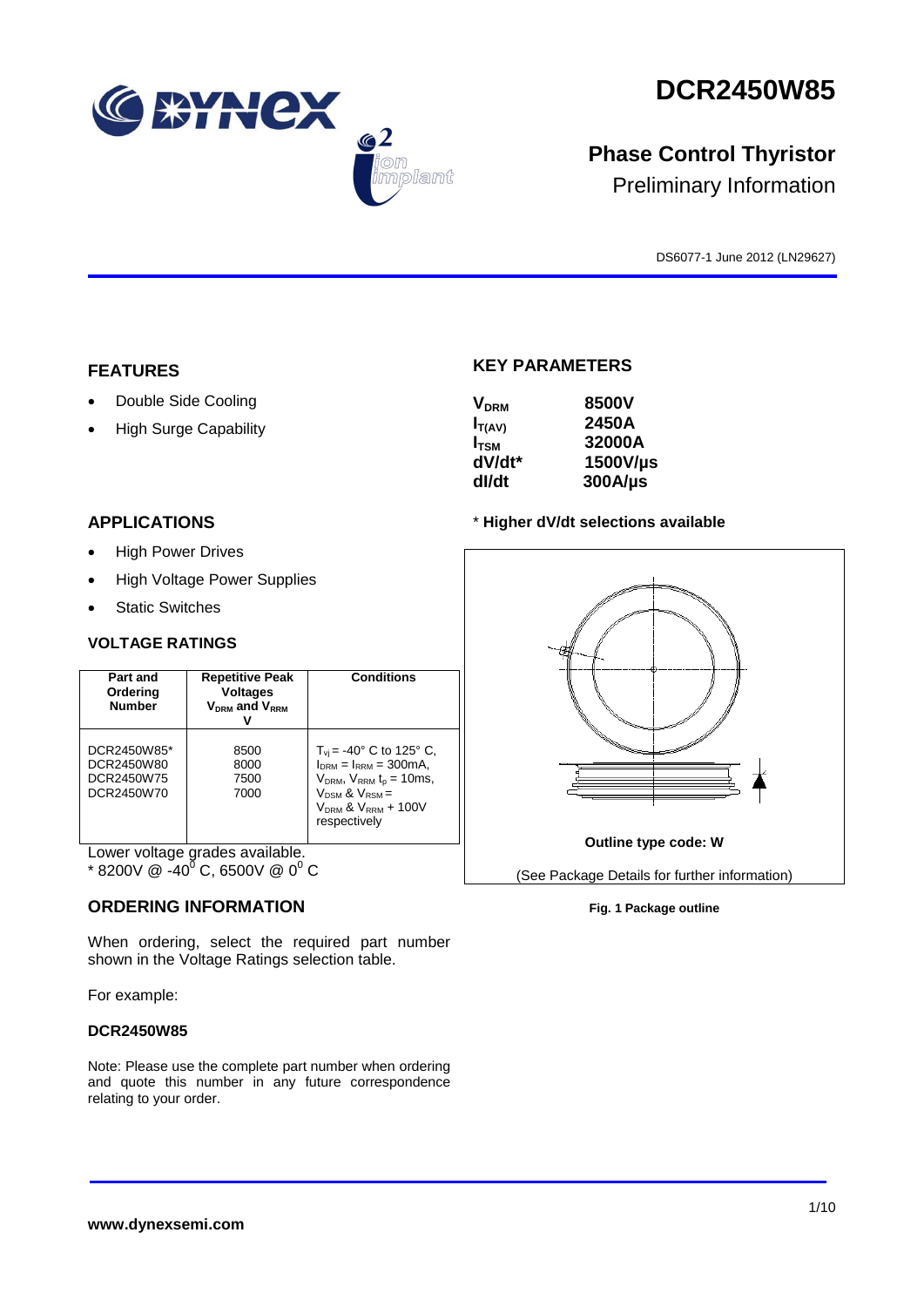# DCR2450W85

## Phase Control Thyristor

Preliminary Information

DS6077-1 June 2012 (LN29627)

## FEATURES

- Double Side Cooling
- High Surge Capability

## APPLICATIONS

- High Power Drives
- High Voltage Power Supplies
- Static Switches

## KEY PARAMETERS

| | |
|---|---|
| $V_{DRM}$ | 8500V |
| $I_{T(AV)}$ | 2450A |
| $I_{TSM}$ | 32000A |
| dV/dt* | 1500V/µs |
| dI/dt | 300A/µs |

\* **Higher dV/dt selections available**

## VOLTAGE RATINGS

| Part and Ordering Number | Repetitive Peak Voltages $V_{DRM}$ and $V_{RRM}$ V | Conditions |
|---|---|---|
| DCR2450W85*<br>DCR2450W80<br>DCR2450W75<br>DCR2450W70 | 8500<br>8000<br>7500<br>7000 | $T_{vj}$ = -40° C to 125° C, $I_{DRM}$ = $I_{RRM}$ = 300mA, $V_{DRM}$, $V_{RRM}$ $t_p$ = 10ms, $V_{DSM}$ & $V_{RSM}$ = $V_{DRM}$ & $V_{RRM}$ + 100V respectively |

Lower voltage grades available.
\* 8200V @ -40° C, 6500V @ 0° C

Outline type code: W

(See Package Details for further information)

**Fig. 1 Package outline**

## ORDERING INFORMATION

When ordering, select the required part number shown in the Voltage Ratings selection table.

For example:

**DCR2450W85**

Note: Please use the complete part number when ordering and quote this number in any future correspondence relating to your order.

**www.dynexsemi.com**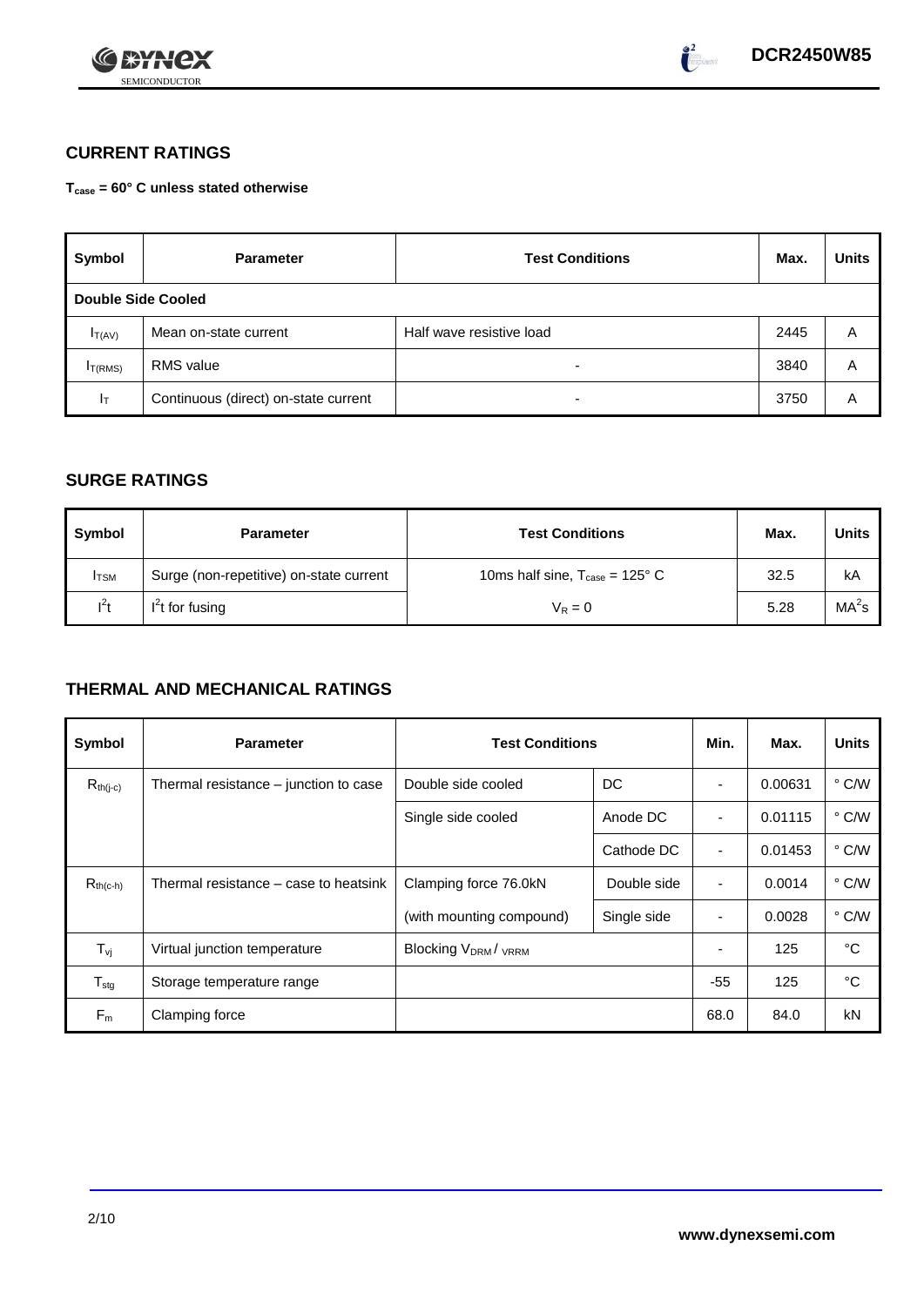## CURRENT RATINGS

**$T_{case}$ = 60° C unless stated otherwise**

| Symbol | Parameter | Test Conditions | Max. | Units |
|---|---|---|---|---|
| **Double Side Cooled** | | | | |
| $I_{T(AV)}$ | Mean on-state current | Half wave resistive load | 2445 | A |
| $I_{T(RMS)}$ | RMS value | - | 3840 | A |
| $I_T$ | Continuous (direct) on-state current | - | 3750 | A |

## SURGE RATINGS

| Symbol | Parameter | Test Conditions | Max. | Units |
|---|---|---|---|---|
| $I_{TSM}$ | Surge (non-repetitive) on-state current | 10ms half sine, $T_{case}$ = 125° C | 32.5 | kA |
| $I^2t$ | $I^2t$ for fusing | $V_R = 0$ | 5.28 | $MA^2s$ |

## THERMAL AND MECHANICAL RATINGS

| Symbol | Parameter | Test Conditions | | Min. | Max. | Units |
|---|---|---|---|---|---|---|
| $R_{th(j-c)}$ | Thermal resistance – junction to case | Double side cooled | DC | - | 0.00631 | ° C/W |
| | | Single side cooled | Anode DC | - | 0.01115 | ° C/W |
| | | | Cathode DC | - | 0.01453 | ° C/W |
| $R_{th(c-h)}$ | Thermal resistance – case to heatsink | Clamping force 76.0kN | Double side | - | 0.0014 | ° C/W |
| | | (with mounting compound) | Single side | - | 0.0028 | ° C/W |
| $T_{vj}$ | Virtual junction temperature | Blocking $V_{DRM}$ / $V_{RRM}$ | | - | 125 | °C |
| $T_{stg}$ | Storage temperature range | | | -55 | 125 | °C |
| $F_m$ | Clamping force | | | 68.0 | 84.0 | kN |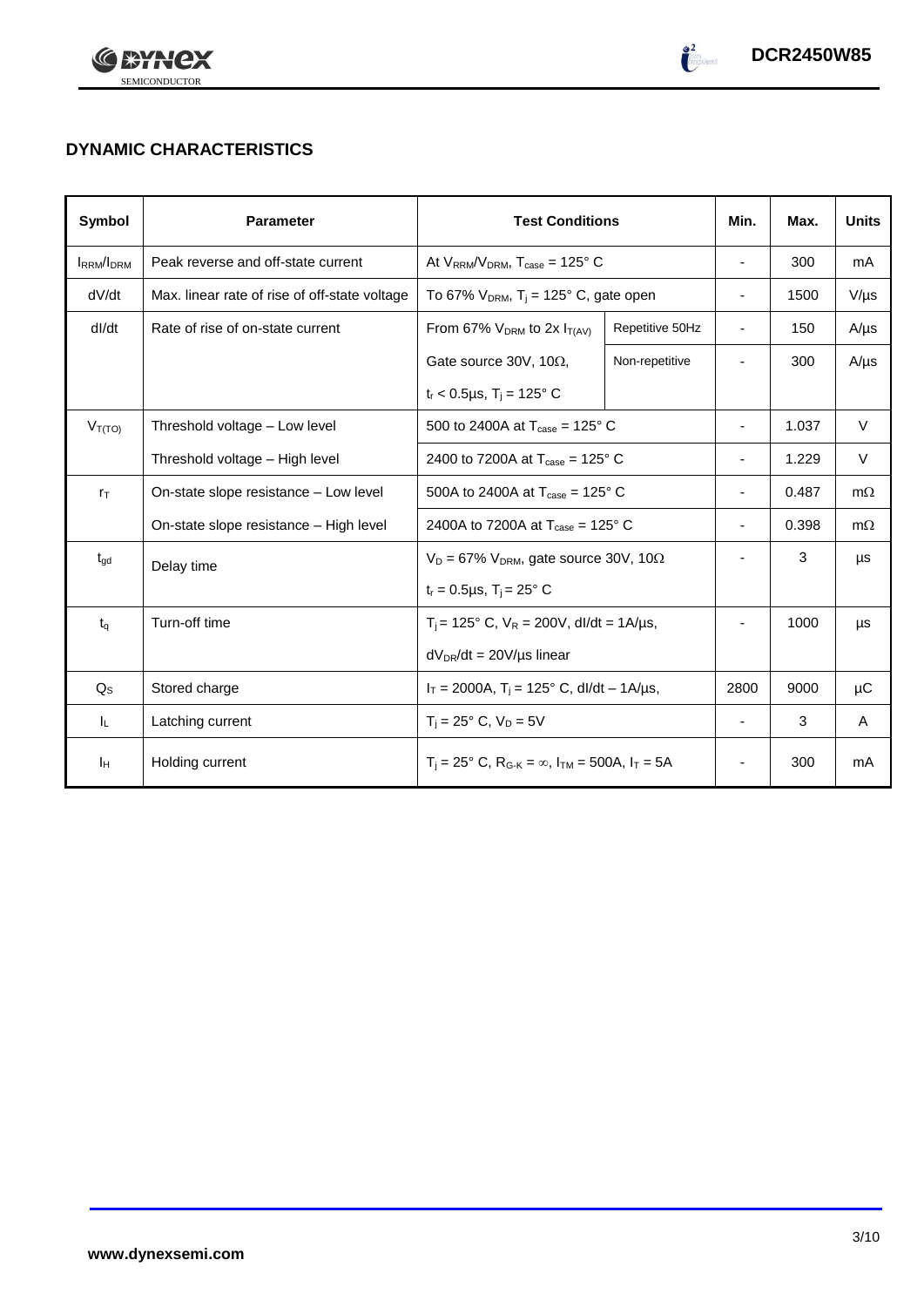## DYNAMIC CHARACTERISTICS

| Symbol | Parameter | Test Conditions | | Min. | Max. | Units |
|---|---|---|---|---|---|---|
| $I_{RRM}/I_{DRM}$ | Peak reverse and off-state current | At $V_{RRM}/V_{DRM}$, $T_{case}$ = 125° C | | - | 300 | mA |
| dV/dt | Max. linear rate of rise of off-state voltage | To 67% $V_{DRM}$, $T_j$ = 125° C, gate open | | - | 1500 | V/μs |
| dI/dt | Rate of rise of on-state current | From 67% $V_{DRM}$ to 2x $I_{T(AV)}$ | Repetitive 50Hz | - | 150 | A/μs |
| | | Gate source 30V, 10Ω, | Non-repetitive | - | 300 | A/μs |
| | | $t_r$ < 0.5μs, $T_j$ = 125° C | | | | |
| $V_{T(TO)}$ | Threshold voltage – Low level | 500 to 2400A at $T_{case}$ = 125° C | | - | 1.037 | V |
| | Threshold voltage – High level | 2400 to 7200A at $T_{case}$ = 125° C | | - | 1.229 | V |
| $r_T$ | On-state slope resistance – Low level | 500A to 2400A at $T_{case}$ = 125° C | | - | 0.487 | mΩ |
| | On-state slope resistance – High level | 2400A to 7200A at $T_{case}$ = 125° C | | - | 0.398 | mΩ |
| $t_{gd}$ | Delay time | $V_D$ = 67% $V_{DRM}$, gate source 30V, 10Ω<br>$t_r$ = 0.5μs, $T_j$ = 25° C | | - | 3 | μs |
| $t_q$ | Turn-off time | $T_j$ = 125° C, $V_R$ = 200V, dI/dt = 1A/μs,<br>$dV_{DR}/dt$ = 20V/μs linear | | - | 1000 | μs |
| $Q_S$ | Stored charge | $I_T$ = 2000A, $T_j$ = 125° C, dI/dt – 1A/μs, | | 2800 | 9000 | μC |
| $I_L$ | Latching current | $T_j$ = 25° C, $V_D$ = 5V | | - | 3 | A |
| $I_H$ | Holding current | $T_j$ = 25° C, $R_{G-K}$ = ∞, $I_{TM}$ = 500A, $I_T$ = 5A | | - | 300 | mA |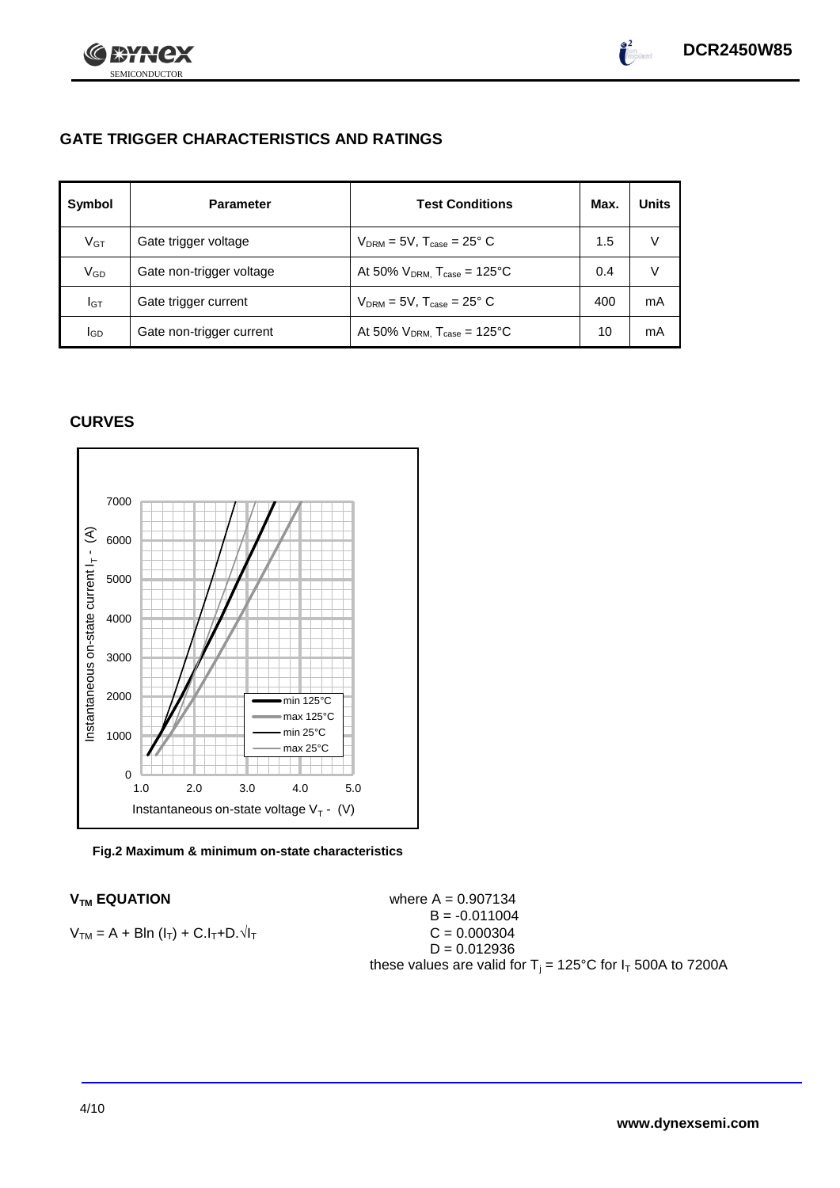## GATE TRIGGER CHARACTERISTICS AND RATINGS

| Symbol | Parameter | Test Conditions | Max. | Units |
|---|---|---|---|---|
| $V_{GT}$ | Gate trigger voltage | $V_{DRM}$ = 5V, $T_{case}$ = 25° C | 1.5 | V |
| $V_{GD}$ | Gate non-trigger voltage | At 50% $V_{DRM,}$ $T_{case}$ = 125°C | 0.4 | V |
| $I_{GT}$ | Gate trigger current | $V_{DRM}$ = 5V, $T_{case}$ = 25° C | 400 | mA |
| $I_{GD}$ | Gate non-trigger current | At 50% $V_{DRM,}$ $T_{case}$ = 125°C | 10 | mA |

## CURVES

Fig.2 Maximum & minimum on-state characteristics

### $V_{TM}$ EQUATION

$$V_{TM} = A + B\ln(I_T) + C.I_T + D.\sqrt{I_T}$$

where A = 0.907134
B = -0.011004
C = 0.000304
D = 0.012936

these values are valid for $T_j$ = 125°C for $I_T$ 500A to 7200A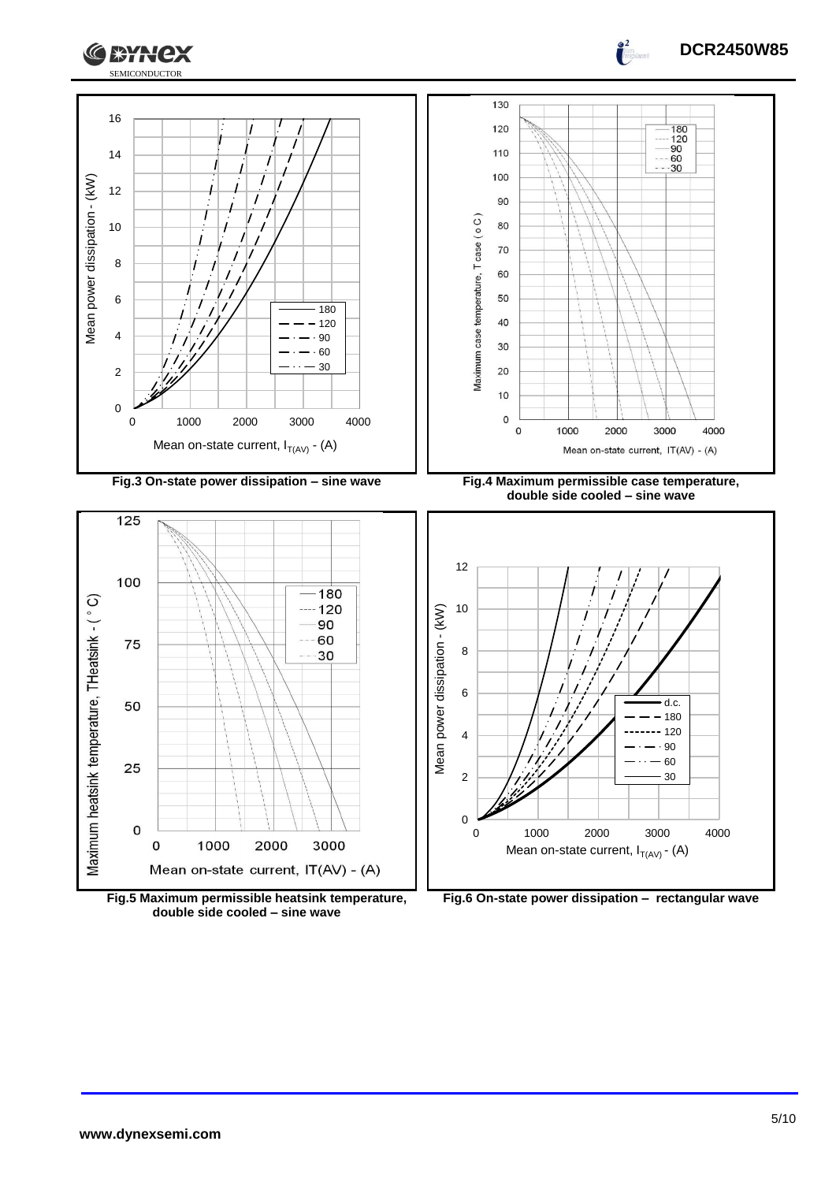Fig.3 On-state power dissipation – sine wave

Fig.4 Maximum permissible case temperature, double side cooled – sine wave

Fig.5 Maximum permissible heatsink temperature, double side cooled – sine wave

Fig.6 On-state power dissipation – rectangular wave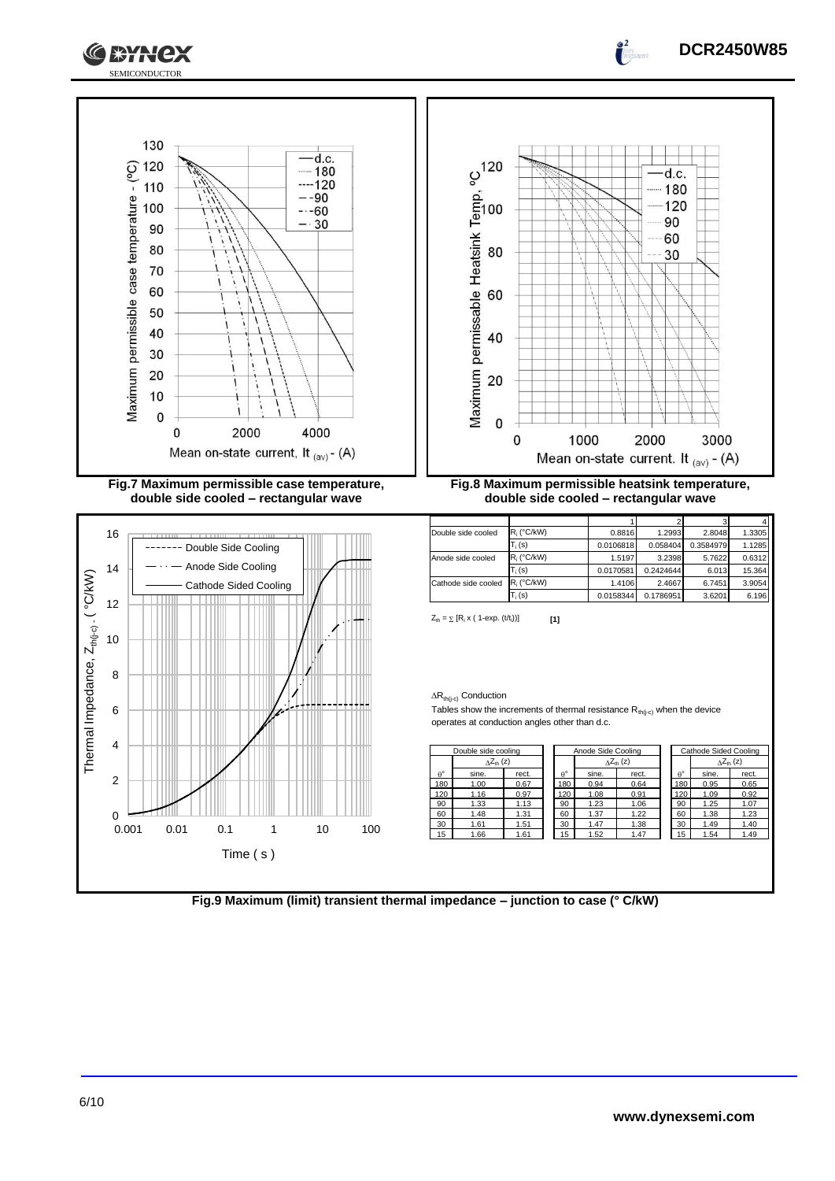Fig.7 Maximum permissible case temperature, double side cooled – rectangular wave

Fig.8 Maximum permissible heatsink temperature, double side cooled – rectangular wave

| | | 1 | 2 | 3 | 4 |
|---|---|---|---|---|---|
| Double side cooled | $R_i$ (°C/kW) | 0.8816 | 1.2993 | 2.8048 | 1.3305 |
| | $T_i$ (s) | 0.0106818 | 0.058404 | 0.3584979 | 1.1285 |
| Anode side cooled | $R_i$ (°C/kW) | 1.5197 | 3.2398 | 5.7622 | 0.6312 |
| | $T_i$ (s) | 0.0170581 | 0.2424644 | 6.013 | 15.364 |
| Cathode side cooled | $R_i$ (°C/kW) | 1.4106 | 2.4667 | 6.7451 | 3.9054 |
| | $T_i$ (s) | 0.0158344 | 0.1786951 | 3.6201 | 6.196 |

$Z_{th} = \sum [R_i \times ( 1\text{-exp. } (t/t_i))]$ **[1]**

$\Delta R_{th(j-c)}$ Conduction

Tables show the increments of thermal resistance $R_{th(j-c)}$ when the device operates at conduction angles other than d.c.

| Double side cooling | | |
|---|---|---|
| | $\Delta Z_{th}$ (z) | |
| θ° | sine. | rect. |
| 180 | 1.00 | 0.67 |
| 120 | 1.16 | 0.97 |
| 90 | 1.33 | 1.13 |
| 60 | 1.48 | 1.31 |
| 30 | 1.61 | 1.51 |
| 15 | 1.66 | 1.61 |

| Anode Side Cooling | | |
|---|---|---|
| | $\Delta Z_{th}$ (z) | |
| θ° | sine. | rect. |
| 180 | 0.94 | 0.64 |
| 120 | 1.08 | 0.91 |
| 90 | 1.23 | 1.06 |
| 60 | 1.37 | 1.22 |
| 30 | 1.47 | 1.38 |
| 15 | 1.52 | 1.47 |

| Cathode Sided Cooling | | |
|---|---|---|
| | $\Delta Z_{th}$ (z) | |
| θ° | sine. | rect. |
| 180 | 0.95 | 0.65 |
| 120 | 1.09 | 0.92 |
| 90 | 1.25 | 1.07 |
| 60 | 1.38 | 1.23 |
| 30 | 1.49 | 1.40 |
| 15 | 1.54 | 1.49 |

Fig.9 Maximum (limit) transient thermal impedance – junction to case (° C/kW)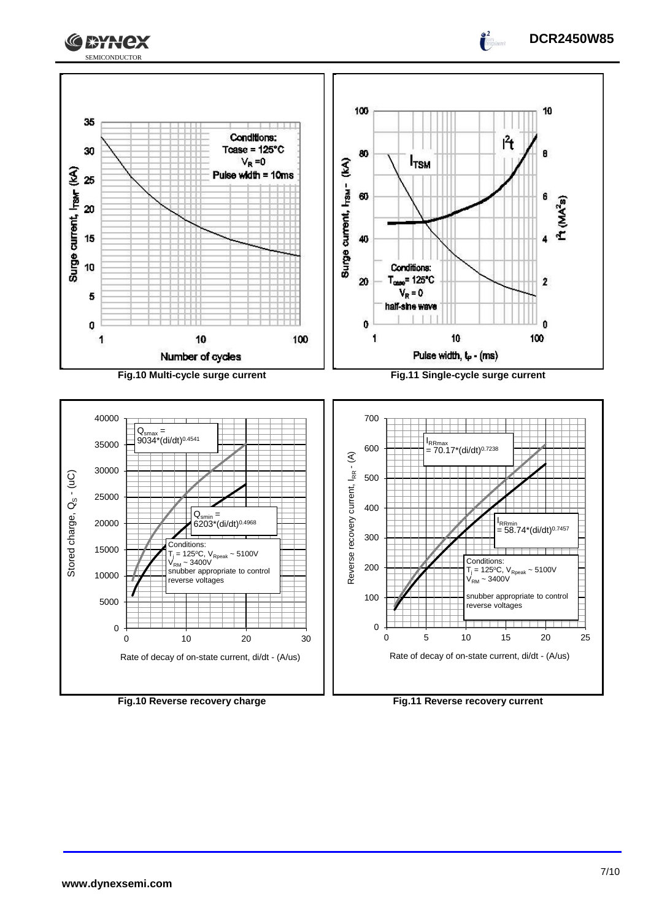Conditions:
Tcase = 125°C
$V_R$ = 0
Pulse width = 10ms

Surge current, $I_{TSM}$ (kA)

Number of cycles

**Fig.10 Multi-cycle surge current**

$I^2t$

$I_{TSM}$

Conditions:
$T_{case}$ = 125°C
$V_R$ = 0
half-sine wave

Surge current, $I_{TSM}$ - (kA)

$I^2t$ ($MA^2s$)

Pulse width, $t_P$ - (ms)

**Fig.11 Single-cycle surge current**

$Q_{smax} = 9034*(di/dt)^{0.4541}$

$Q_{smin} = 6203*(di/dt)^{0.4968}$

Conditions:
$T_j$ = 125°C, $V_{Rpeak}$ ~ 5100V
$V_{RM}$ ~ 3400V
snubber appropriate to control reverse voltages

Stored charge, $Q_S$ - (uC)

Rate of decay of on-state current, di/dt - (A/us)

**Fig.10 Reverse recovery charge**

$I_{RRmax} = 70.17*(di/dt)^{0.7238}$

$I_{RRmin} = 58.74*(di/dt)^{0.7457}$

Conditions:
$T_j$ = 125°C, $V_{Rpeak}$ ~ 5100V
$V_{RM}$ ~ 3400V

snubber appropriate to control reverse voltages

Reverse recovery current, $I_{RR}$ - (A)

Rate of decay of on-state current, di/dt - (A/us)

**Fig.11 Reverse recovery current**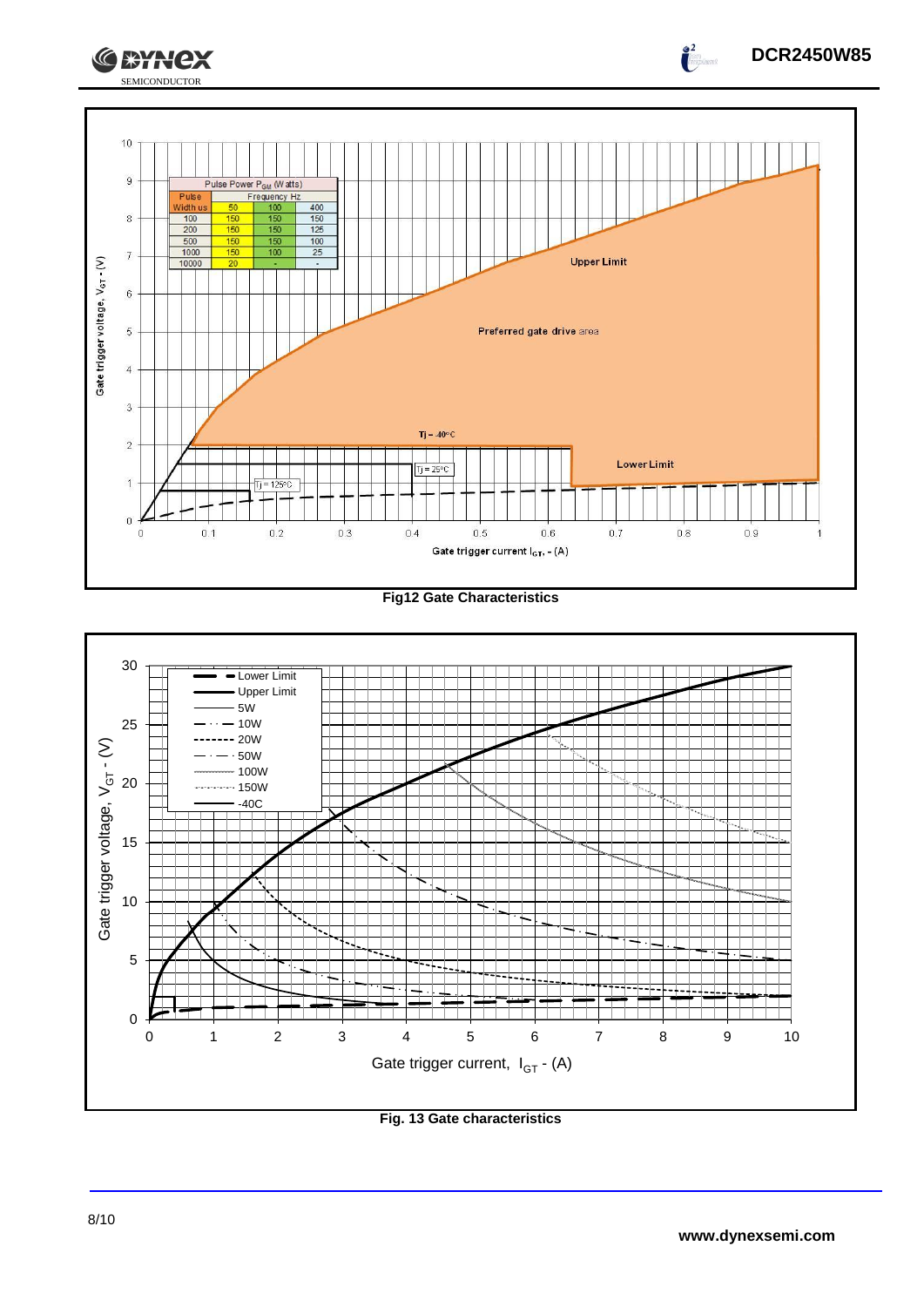| Pulse Width us | Pulse Power $P_{GM}$ (Watts) | | |
|---|---|---|---|
| | Frequency Hz | | |
| | 50 | 100 | 400 |
| 100 | 150 | 150 | 150 |
| 200 | 150 | 150 | 125 |
| 500 | 150 | 150 | 100 |
| 1000 | 150 | 100 | 25 |
| 10000 | 20 | - | - |

**Fig12 Gate Characteristics**

**Fig. 13 Gate characteristics**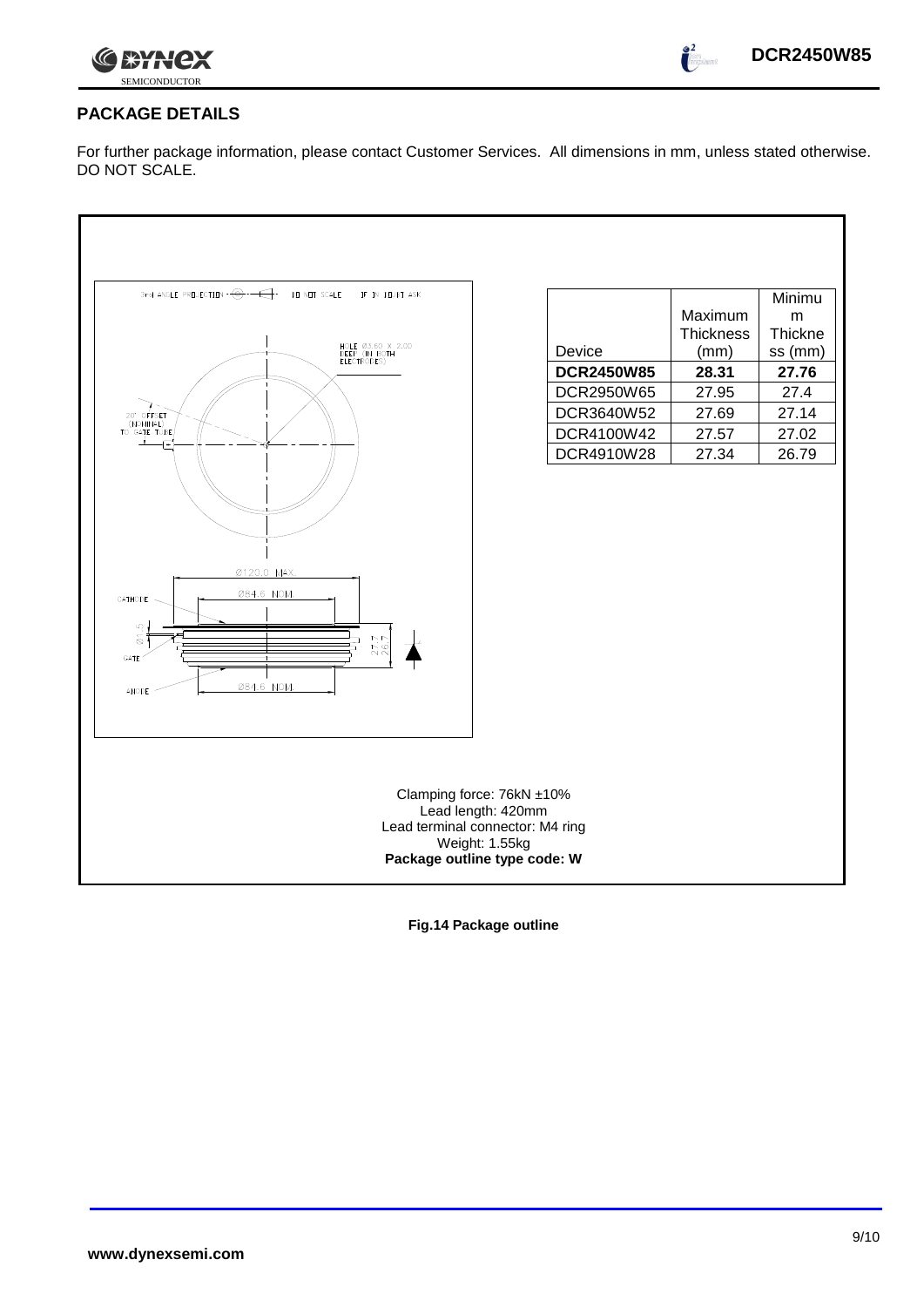## PACKAGE DETAILS

For further package information, please contact Customer Services. All dimensions in mm, unless stated otherwise. DO NOT SCALE.

| Device | Maximum Thickness (mm) | Minimum Thickness (mm) |
|---|---|---|
| **DCR2450W85** | **28.31** | **27.76** |
| DCR2950W65 | 27.95 | 27.4 |
| DCR3640W52 | 27.69 | 27.14 |
| DCR4100W42 | 27.57 | 27.02 |
| DCR4910W28 | 27.34 | 26.79 |

Clamping force: 76kN ±10%
Lead length: 420mm
Lead terminal connector: M4 ring
Weight: 1.55kg
**Package outline type code: W**

**Fig.14 Package outline**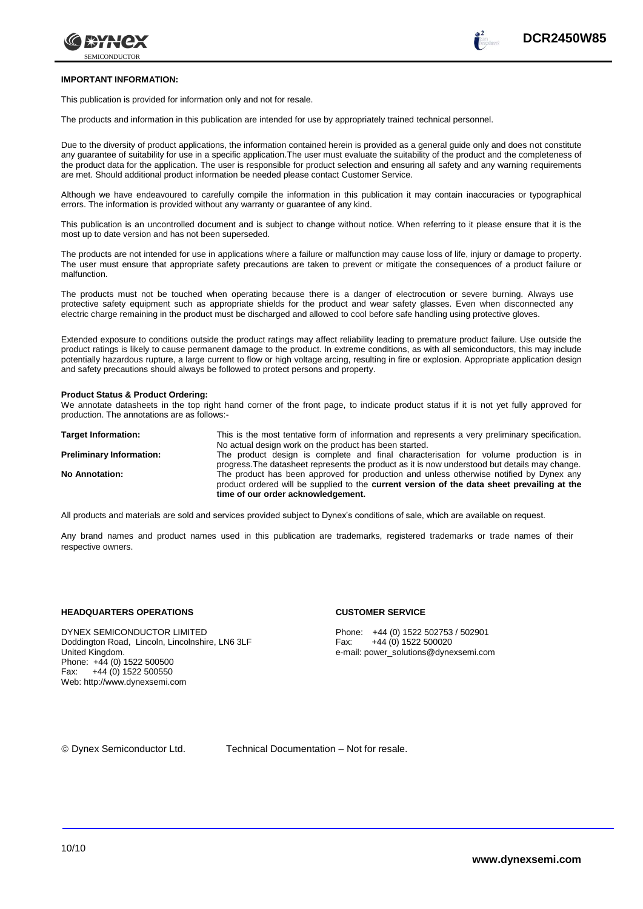**IMPORTANT INFORMATION:**

This publication is provided for information only and not for resale.

The products and information in this publication are intended for use by appropriately trained technical personnel.

Due to the diversity of product applications, the information contained herein is provided as a general guide only and does not constitute any guarantee of suitability for use in a specific application.The user must evaluate the suitability of the product and the completeness of the product data for the application. The user is responsible for product selection and ensuring all safety and any warning requirements are met. Should additional product information be needed please contact Customer Service.

Although we have endeavoured to carefully compile the information in this publication it may contain inaccuracies or typographical errors. The information is provided without any warranty or guarantee of any kind.

This publication is an uncontrolled document and is subject to change without notice. When referring to it please ensure that it is the most up to date version and has not been superseded.

The products are not intended for use in applications where a failure or malfunction may cause loss of life, injury or damage to property. The user must ensure that appropriate safety precautions are taken to prevent or mitigate the consequences of a product failure or malfunction.

The products must not be touched when operating because there is a danger of electrocution or severe burning. Always use protective safety equipment such as appropriate shields for the product and wear safety glasses. Even when disconnected any electric charge remaining in the product must be discharged and allowed to cool before safe handling using protective gloves.

Extended exposure to conditions outside the product ratings may affect reliability leading to premature product failure. Use outside the product ratings is likely to cause permanent damage to the product. In extreme conditions, as with all semiconductors, this may include potentially hazardous rupture, a large current to flow or high voltage arcing, resulting in fire or explosion. Appropriate application design and safety precautions should always be followed to protect persons and property.

**Product Status & Product Ordering:**

We annotate datasheets in the top right hand corner of the front page, to indicate product status if it is not yet fully approved for production. The annotations are as follows:-

| | |
|---|---|
| **Target Information:** | This is the most tentative form of information and represents a very preliminary specification. No actual design work on the product has been started. |
| **Preliminary Information:** | The product design is complete and final characterisation for volume production is in progress.The datasheet represents the product as it is now understood but details may change. |
| **No Annotation:** | The product has been approved for production and unless otherwise notified by Dynex any product ordered will be supplied to the **current version of the data sheet prevailing at the time of our order acknowledgement.** |

All products and materials are sold and services provided subject to Dynex's conditions of sale, which are available on request.

Any brand names and product names used in this publication are trademarks, registered trademarks or trade names of their respective owners.

**HEADQUARTERS OPERATIONS**

DYNEX SEMICONDUCTOR LIMITED
Doddington Road, Lincoln, Lincolnshire, LN6 3LF
United Kingdom.
Phone: +44 (0) 1522 500500
Fax: +44 (0) 1522 500550
Web: http://www.dynexsemi.com

**CUSTOMER SERVICE**

Phone: +44 (0) 1522 502753 / 502901
Fax: +44 (0) 1522 500020
e-mail: power_solutions@dynexsemi.com

© Dynex Semiconductor Ltd. Technical Documentation – Not for resale.